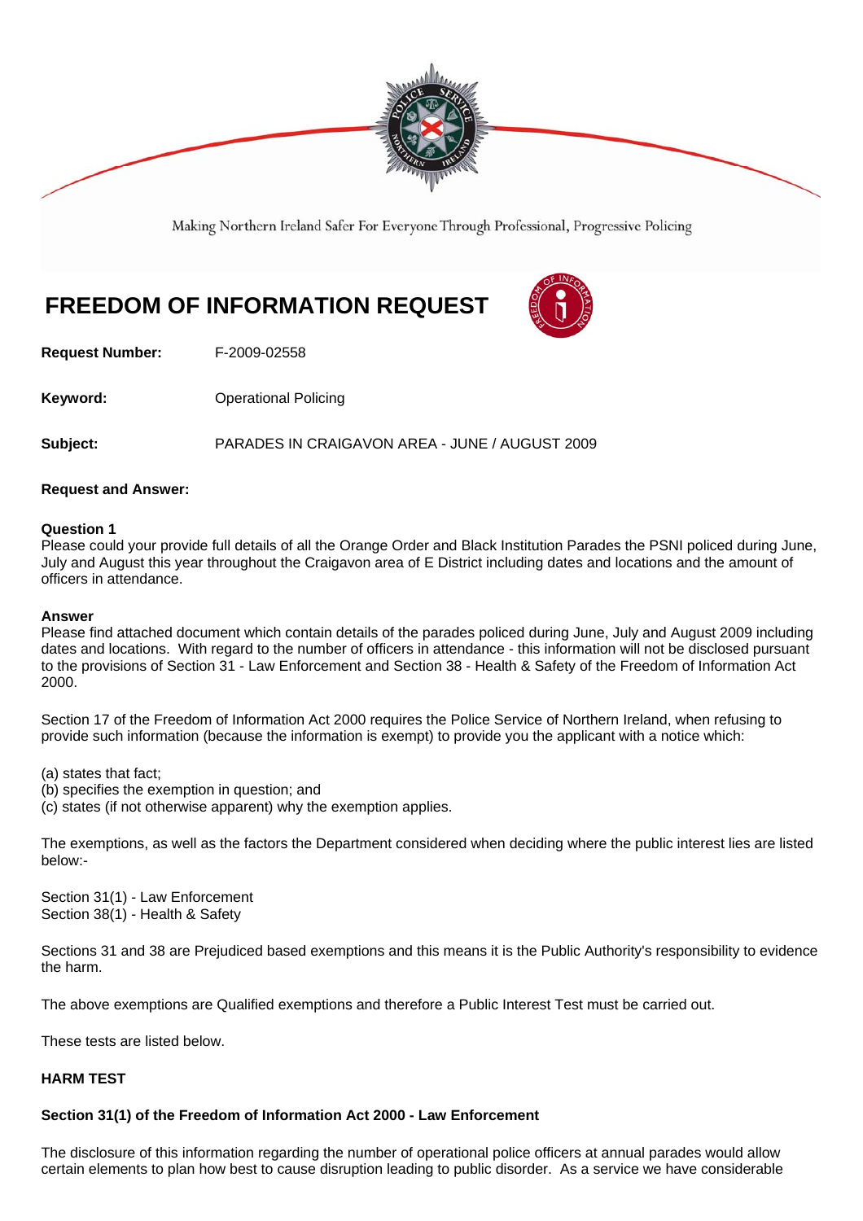Making Northern Ireland Safer For Everyone Through Professional, Progressive Policing

# FREEDOM OF INFORMATION REQUEST

**Request Number:** F-2009-02558

**Keyword:** Operational Policing

**Subject:** PARADES IN CRAIGAVON AREA - JUNE / AUGUST 2009

**Request and Answer:**

**Question 1**
Please could your provide full details of all the Orange Order and Black Institution Parades the PSNI policed during June, July and August this year throughout the Craigavon area of E District including dates and locations and the amount of officers in attendance.

**Answer**
Please find attached document which contain details of the parades policed during June, July and August 2009 including dates and locations. With regard to the number of officers in attendance - this information will not be disclosed pursuant to the provisions of Section 31 - Law Enforcement and Section 38 - Health & Safety of the Freedom of Information Act 2000.

Section 17 of the Freedom of Information Act 2000 requires the Police Service of Northern Ireland, when refusing to provide such information (because the information is exempt) to provide you the applicant with a notice which:

(a) states that fact;
(b) specifies the exemption in question; and
(c) states (if not otherwise apparent) why the exemption applies.

The exemptions, as well as the factors the Department considered when deciding where the public interest lies are listed below:-

Section 31(1) - Law Enforcement
Section 38(1) - Health & Safety

Sections 31 and 38 are Prejudiced based exemptions and this means it is the Public Authority's responsibility to evidence the harm.

The above exemptions are Qualified exemptions and therefore a Public Interest Test must be carried out.

These tests are listed below.

**HARM TEST**

**Section 31(1) of the Freedom of Information Act 2000 - Law Enforcement**

The disclosure of this information regarding the number of operational police officers at annual parades would allow certain elements to plan how best to cause disruption leading to public disorder. As a service we have considerable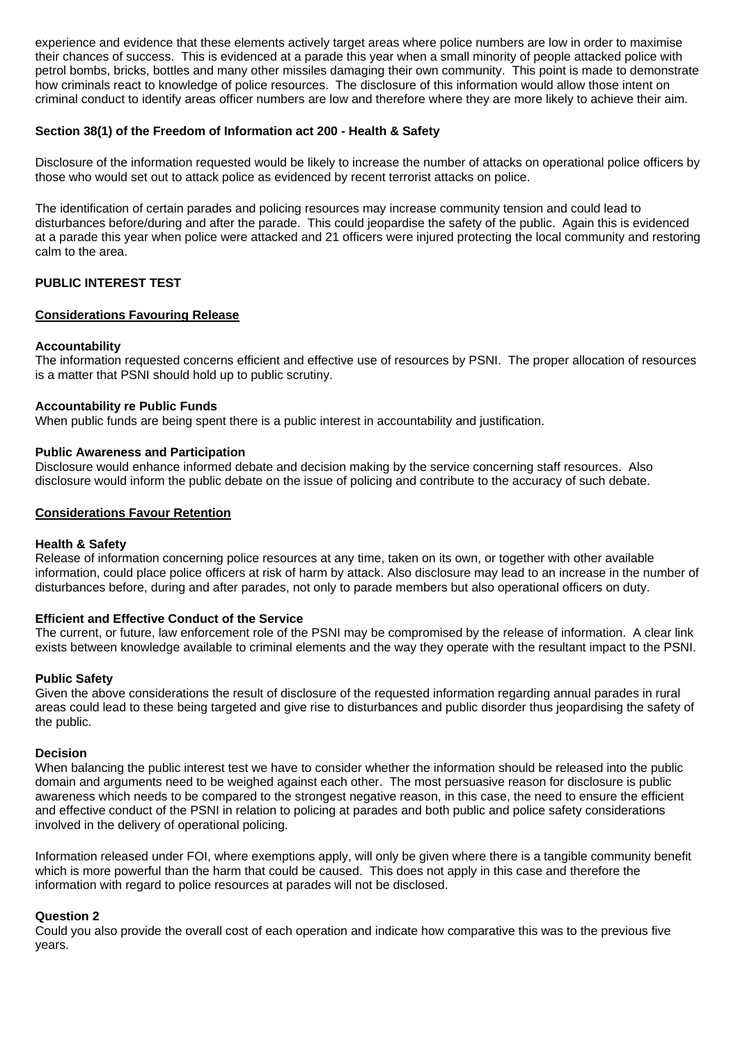experience and evidence that these elements actively target areas where police numbers are low in order to maximise their chances of success. This is evidenced at a parade this year when a small minority of people attacked police with petrol bombs, bricks, bottles and many other missiles damaging their own community. This point is made to demonstrate how criminals react to knowledge of police resources. The disclosure of this information would allow those intent on criminal conduct to identify areas officer numbers are low and therefore where they are more likely to achieve their aim.

**Section 38(1) of the Freedom of Information act 200 - Health & Safety**

Disclosure of the information requested would be likely to increase the number of attacks on operational police officers by those who would set out to attack police as evidenced by recent terrorist attacks on police.

The identification of certain parades and policing resources may increase community tension and could lead to disturbances before/during and after the parade. This could jeopardise the safety of the public. Again this is evidenced at a parade this year when police were attacked and 21 officers were injured protecting the local community and restoring calm to the area.

**PUBLIC INTEREST TEST**

**Considerations Favouring Release**

**Accountability**
The information requested concerns efficient and effective use of resources by PSNI. The proper allocation of resources is a matter that PSNI should hold up to public scrutiny.

**Accountability re Public Funds**
When public funds are being spent there is a public interest in accountability and justification.

**Public Awareness and Participation**
Disclosure would enhance informed debate and decision making by the service concerning staff resources. Also disclosure would inform the public debate on the issue of policing and contribute to the accuracy of such debate.

**Considerations Favour Retention**

**Health & Safety**
Release of information concerning police resources at any time, taken on its own, or together with other available information, could place police officers at risk of harm by attack. Also disclosure may lead to an increase in the number of disturbances before, during and after parades, not only to parade members but also operational officers on duty.

**Efficient and Effective Conduct of the Service**
The current, or future, law enforcement role of the PSNI may be compromised by the release of information. A clear link exists between knowledge available to criminal elements and the way they operate with the resultant impact to the PSNI.

**Public Safety**
Given the above considerations the result of disclosure of the requested information regarding annual parades in rural areas could lead to these being targeted and give rise to disturbances and public disorder thus jeopardising the safety of the public.

**Decision**
When balancing the public interest test we have to consider whether the information should be released into the public domain and arguments need to be weighed against each other. The most persuasive reason for disclosure is public awareness which needs to be compared to the strongest negative reason, in this case, the need to ensure the efficient and effective conduct of the PSNI in relation to policing at parades and both public and police safety considerations involved in the delivery of operational policing.

Information released under FOI, where exemptions apply, will only be given where there is a tangible community benefit which is more powerful than the harm that could be caused. This does not apply in this case and therefore the information with regard to police resources at parades will not be disclosed.

**Question 2**
Could you also provide the overall cost of each operation and indicate how comparative this was to the previous five years.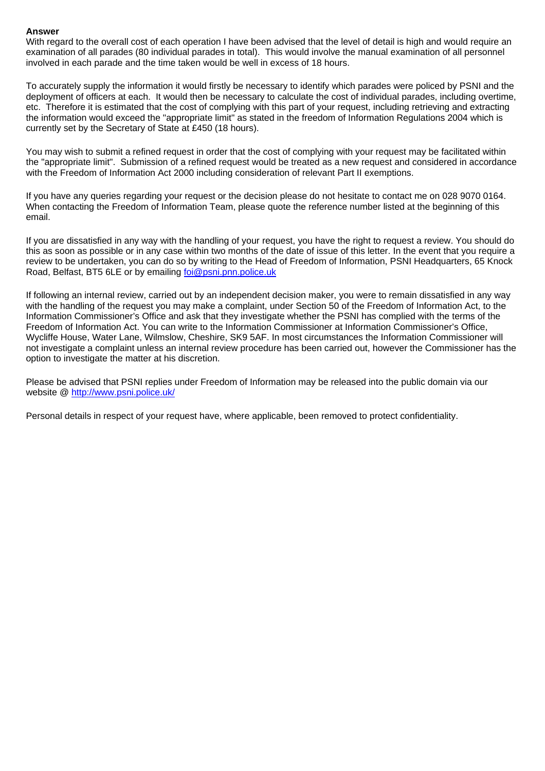**Answer**

With regard to the overall cost of each operation I have been advised that the level of detail is high and would require an examination of all parades (80 individual parades in total). This would involve the manual examination of all personnel involved in each parade and the time taken would be well in excess of 18 hours.

To accurately supply the information it would firstly be necessary to identify which parades were policed by PSNI and the deployment of officers at each. It would then be necessary to calculate the cost of individual parades, including overtime, etc. Therefore it is estimated that the cost of complying with this part of your request, including retrieving and extracting the information would exceed the "appropriate limit" as stated in the freedom of Information Regulations 2004 which is currently set by the Secretary of State at £450 (18 hours).

You may wish to submit a refined request in order that the cost of complying with your request may be facilitated within the "appropriate limit". Submission of a refined request would be treated as a new request and considered in accordance with the Freedom of Information Act 2000 including consideration of relevant Part II exemptions.

If you have any queries regarding your request or the decision please do not hesitate to contact me on 028 9070 0164. When contacting the Freedom of Information Team, please quote the reference number listed at the beginning of this email.

If you are dissatisfied in any way with the handling of your request, you have the right to request a review. You should do this as soon as possible or in any case within two months of the date of issue of this letter. In the event that you require a review to be undertaken, you can do so by writing to the Head of Freedom of Information, PSNI Headquarters, 65 Knock Road, Belfast, BT5 6LE or by emailing foi@psni.pnn.police.uk

If following an internal review, carried out by an independent decision maker, you were to remain dissatisfied in any way with the handling of the request you may make a complaint, under Section 50 of the Freedom of Information Act, to the Information Commissioner's Office and ask that they investigate whether the PSNI has complied with the terms of the Freedom of Information Act. You can write to the Information Commissioner at Information Commissioner's Office, Wycliffe House, Water Lane, Wilmslow, Cheshire, SK9 5AF. In most circumstances the Information Commissioner will not investigate a complaint unless an internal review procedure has been carried out, however the Commissioner has the option to investigate the matter at his discretion.

Please be advised that PSNI replies under Freedom of Information may be released into the public domain via our website @ http://www.psni.police.uk/

Personal details in respect of your request have, where applicable, been removed to protect confidentiality.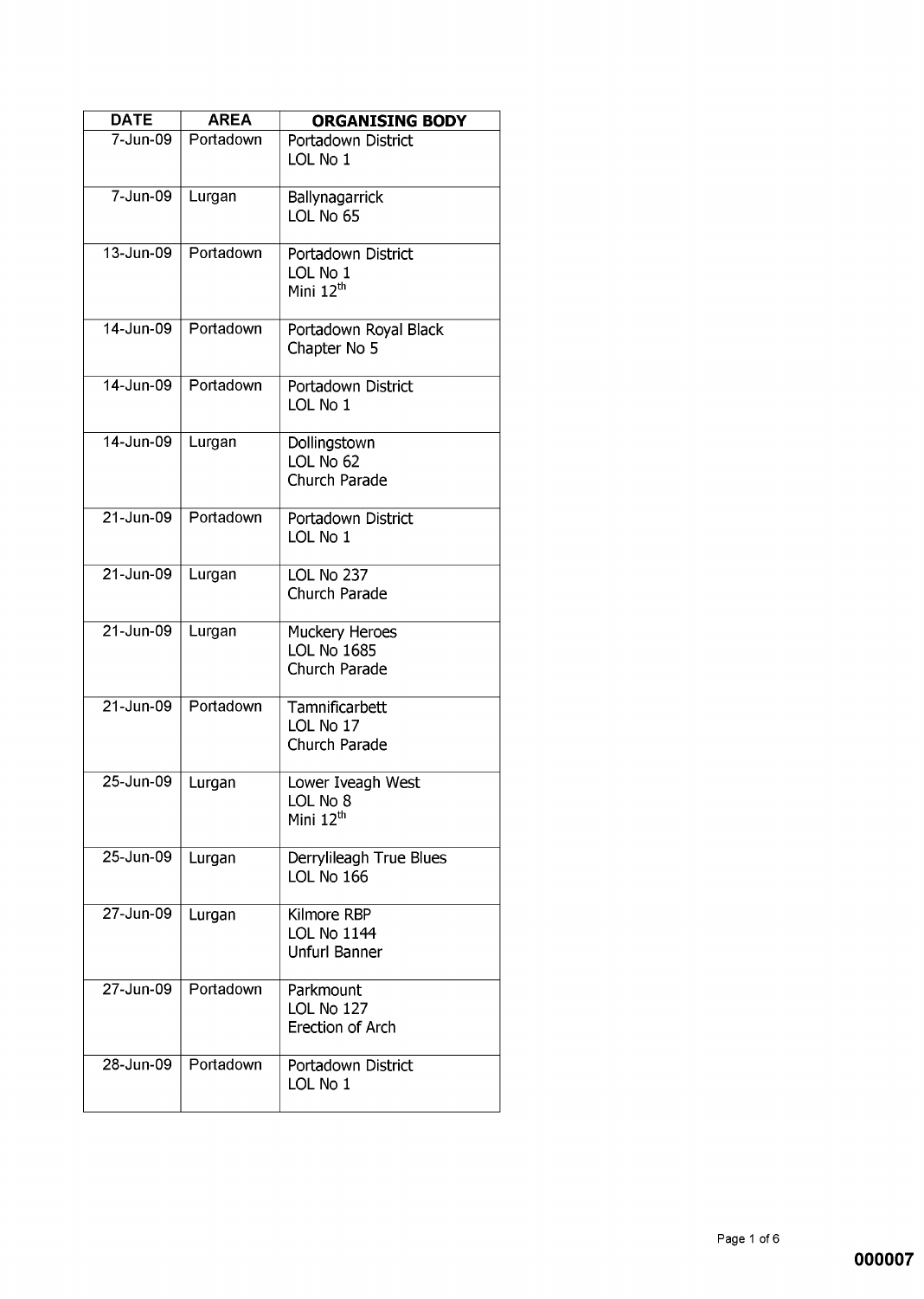| DATE | AREA | ORGANISING BODY |
|---|---|---|
| 7-Jun-09 | Portadown | Portadown District<br>LOL No 1 |
| 7-Jun-09 | Lurgan | Ballynagarrick<br>LOL No 65 |
| 13-Jun-09 | Portadown | Portadown District<br>LOL No 1<br>Mini 12th |
| 14-Jun-09 | Portadown | Portadown Royal Black<br>Chapter No 5 |
| 14-Jun-09 | Portadown | Portadown District<br>LOL No 1 |
| 14-Jun-09 | Lurgan | Dollingstown<br>LOL No 62<br>Church Parade |
| 21-Jun-09 | Portadown | Portadown District<br>LOL No 1 |
| 21-Jun-09 | Lurgan | LOL No 237<br>Church Parade |
| 21-Jun-09 | Lurgan | Muckery Heroes<br>LOL No 1685<br>Church Parade |
| 21-Jun-09 | Portadown | Tamnificarbett<br>LOL No 17<br>Church Parade |
| 25-Jun-09 | Lurgan | Lower Iveagh West<br>LOL No 8<br>Mini 12th |
| 25-Jun-09 | Lurgan | Derrylileagh True Blues<br>LOL No 166 |
| 27-Jun-09 | Lurgan | Kilmore RBP<br>LOL No 1144<br>Unfurl Banner |
| 27-Jun-09 | Portadown | Parkmount<br>LOL No 127<br>Erection of Arch |
| 28-Jun-09 | Portadown | Portadown District<br>LOL No 1 |

000007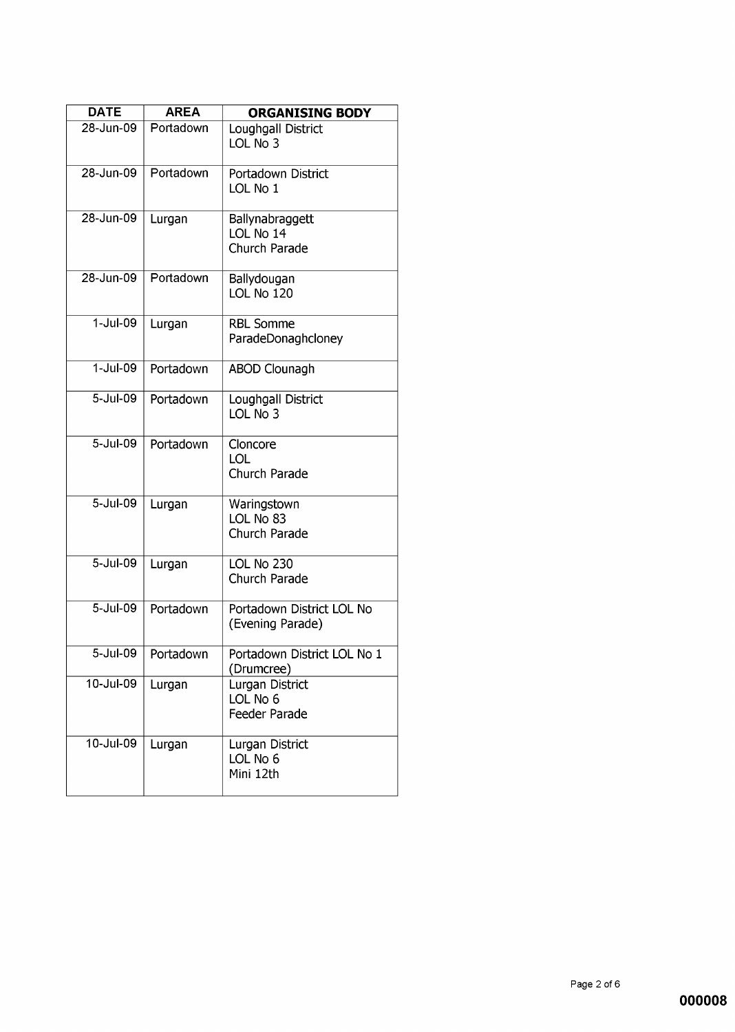| DATE | AREA | ORGANISING BODY |
| --- | --- | --- |
| 28-Jun-09 | Portadown | Loughgall District LOL No 3 |
| 28-Jun-09 | Portadown | Portadown District LOL No 1 |
| 28-Jun-09 | Lurgan | Ballynabraggett LOL No 14 Church Parade |
| 28-Jun-09 | Portadown | Ballydougan LOL No 120 |
| 1-Jul-09 | Lurgan | RBL Somme ParadeDonaghcloney |
| 1-Jul-09 | Portadown | ABOD Clounagh |
| 5-Jul-09 | Portadown | Loughgall District LOL No 3 |
| 5-Jul-09 | Portadown | Cloncore LOL Church Parade |
| 5-Jul-09 | Lurgan | Waringstown LOL No 83 Church Parade |
| 5-Jul-09 | Lurgan | LOL No 230 Church Parade |
| 5-Jul-09 | Portadown | Portadown District LOL No (Evening Parade) |
| 5-Jul-09 | Portadown | Portadown District LOL No 1 (Drumcree) |
| 10-Jul-09 | Lurgan | Lurgan District LOL No 6 Feeder Parade |
| 10-Jul-09 | Lurgan | Lurgan District LOL No 6 Mini 12th |

000008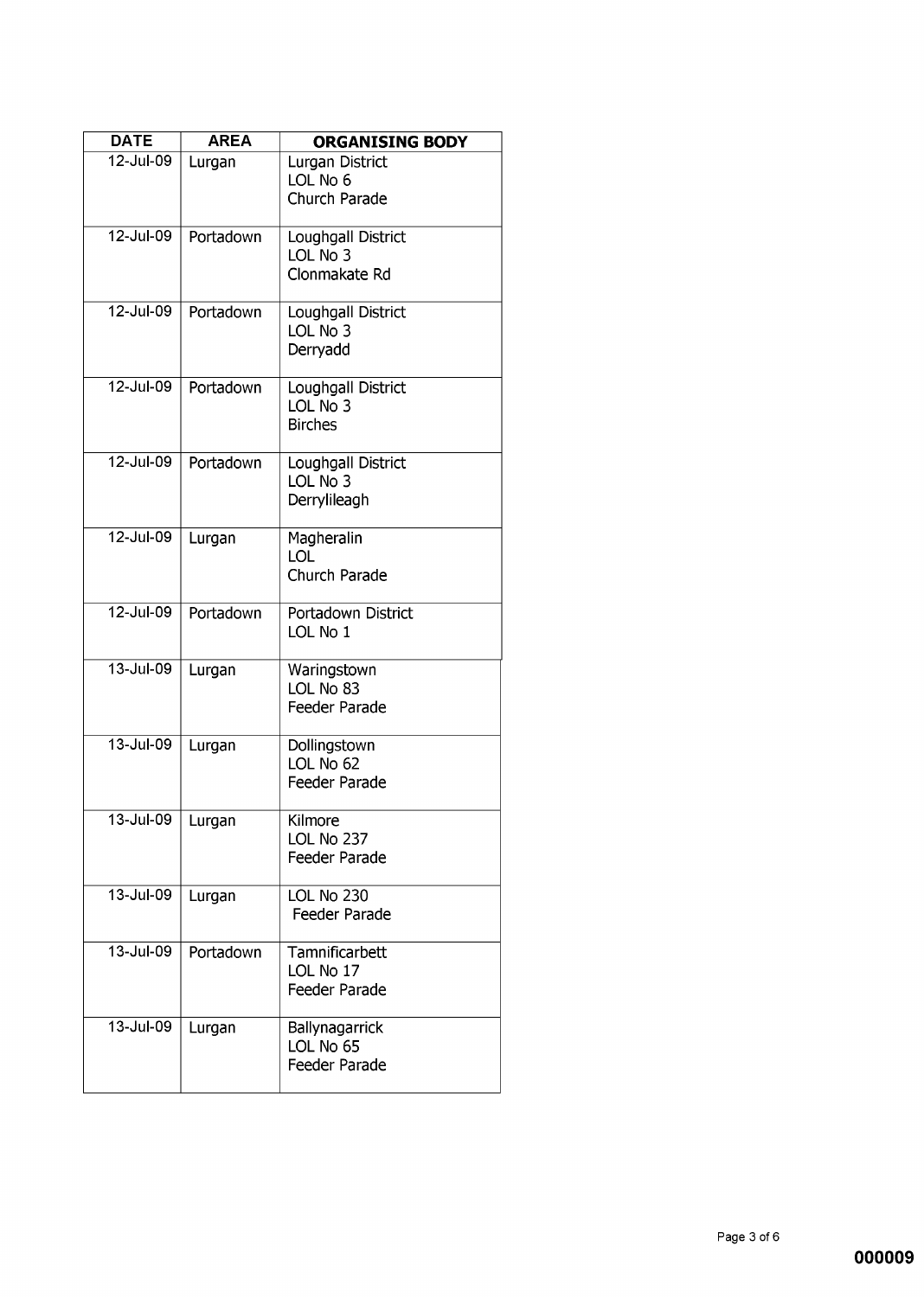| DATE | AREA | ORGANISING BODY |
|---|---|---|
| 12-Jul-09 | Lurgan | Lurgan District<br>LOL No 6<br>Church Parade |
| 12-Jul-09 | Portadown | Loughgall District<br>LOL No 3<br>Clonmakate Rd |
| 12-Jul-09 | Portadown | Loughgall District<br>LOL No 3<br>Derryadd |
| 12-Jul-09 | Portadown | Loughgall District<br>LOL No 3<br>Birches |
| 12-Jul-09 | Portadown | Loughgall District<br>LOL No 3<br>Derrylileagh |
| 12-Jul-09 | Lurgan | Magheralin<br>LOL<br>Church Parade |
| 12-Jul-09 | Portadown | Portadown District<br>LOL No 1 |
| 13-Jul-09 | Lurgan | Waringstown<br>LOL No 83<br>Feeder Parade |
| 13-Jul-09 | Lurgan | Dollingstown<br>LOL No 62<br>Feeder Parade |
| 13-Jul-09 | Lurgan | Kilmore<br>LOL No 237<br>Feeder Parade |
| 13-Jul-09 | Lurgan | LOL No 230<br>Feeder Parade |
| 13-Jul-09 | Portadown | Tamnificarbett<br>LOL No 17<br>Feeder Parade |
| 13-Jul-09 | Lurgan | Ballynagarrick<br>LOL No 65<br>Feeder Parade |

000009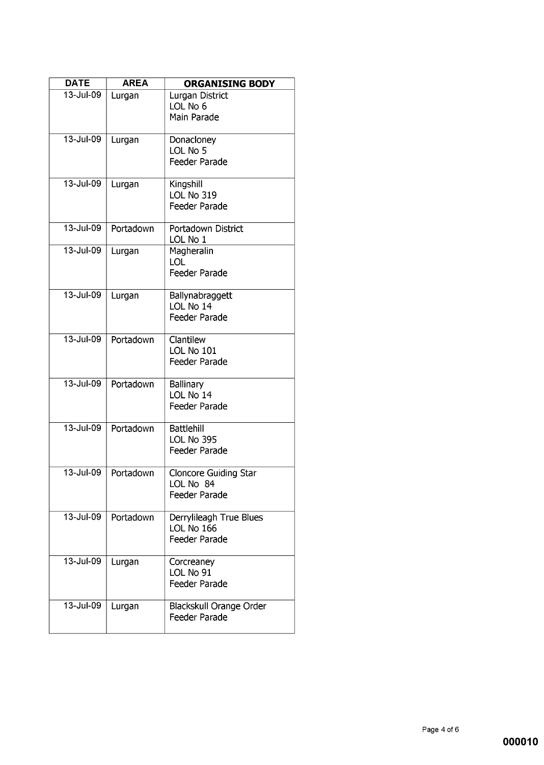| DATE | AREA | ORGANISING BODY |
| --- | --- | --- |
| 13-Jul-09 | Lurgan | Lurgan District<br>LOL No 6<br>Main Parade |
| 13-Jul-09 | Lurgan | Donacloney<br>LOL No 5<br>Feeder Parade |
| 13-Jul-09 | Lurgan | Kingshill<br>LOL No 319<br>Feeder Parade |
| 13-Jul-09 | Portadown | Portadown District<br>LOL No 1 |
| 13-Jul-09 | Lurgan | Magheralin<br>LOL<br>Feeder Parade |
| 13-Jul-09 | Lurgan | Ballynabraggett<br>LOL No 14<br>Feeder Parade |
| 13-Jul-09 | Portadown | Clantilew<br>LOL No 101<br>Feeder Parade |
| 13-Jul-09 | Portadown | Ballinary<br>LOL No 14<br>Feeder Parade |
| 13-Jul-09 | Portadown | Battlehill<br>LOL No 395<br>Feeder Parade |
| 13-Jul-09 | Portadown | Cloncore Guiding Star<br>LOL No 84<br>Feeder Parade |
| 13-Jul-09 | Portadown | Derrylileagh True Blues<br>LOL No 166<br>Feeder Parade |
| 13-Jul-09 | Lurgan | Corcreaney<br>LOL No 91<br>Feeder Parade |
| 13-Jul-09 | Lurgan | Blackskull Orange Order<br>Feeder Parade |

000010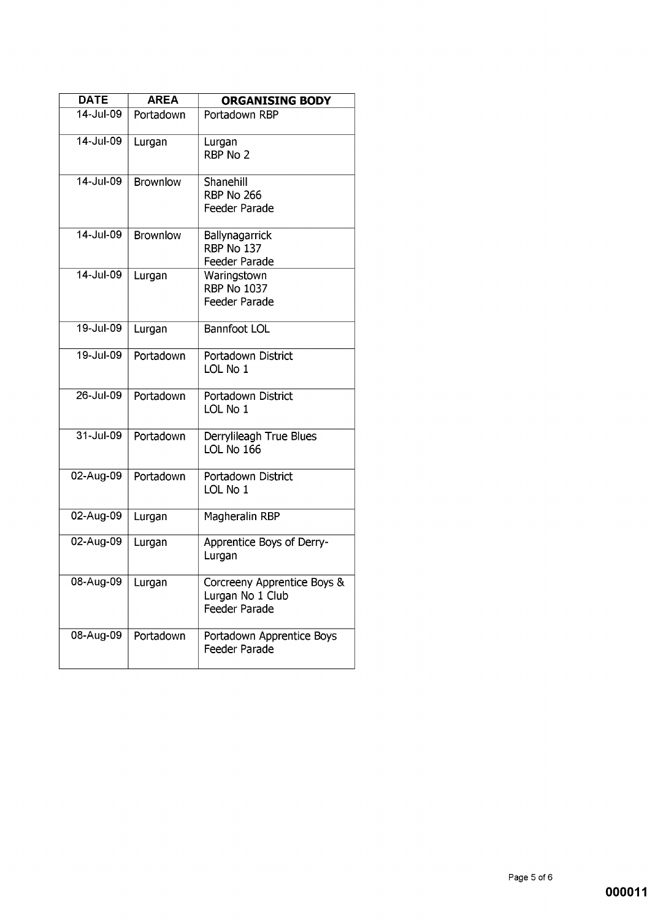| DATE | AREA | ORGANISING BODY |
|---|---|---|
| 14-Jul-09 | Portadown | Portadown RBP |
| 14-Jul-09 | Lurgan | Lurgan RBP No 2 |
| 14-Jul-09 | Brownlow | Shanehill RBP No 266 Feeder Parade |
| 14-Jul-09 | Brownlow | Ballynagarrick RBP No 137 Feeder Parade |
| 14-Jul-09 | Lurgan | Waringstown RBP No 1037 Feeder Parade |
| 19-Jul-09 | Lurgan | Bannfoot LOL |
| 19-Jul-09 | Portadown | Portadown District LOL No 1 |
| 26-Jul-09 | Portadown | Portadown District LOL No 1 |
| 31-Jul-09 | Portadown | Derrylileagh True Blues LOL No 166 |
| 02-Aug-09 | Portadown | Portadown District LOL No 1 |
| 02-Aug-09 | Lurgan | Magheralin RBP |
| 02-Aug-09 | Lurgan | Apprentice Boys of Derry-Lurgan |
| 08-Aug-09 | Lurgan | Corcreeny Apprentice Boys & Lurgan No 1 Club Feeder Parade |
| 08-Aug-09 | Portadown | Portadown Apprentice Boys Feeder Parade |

000011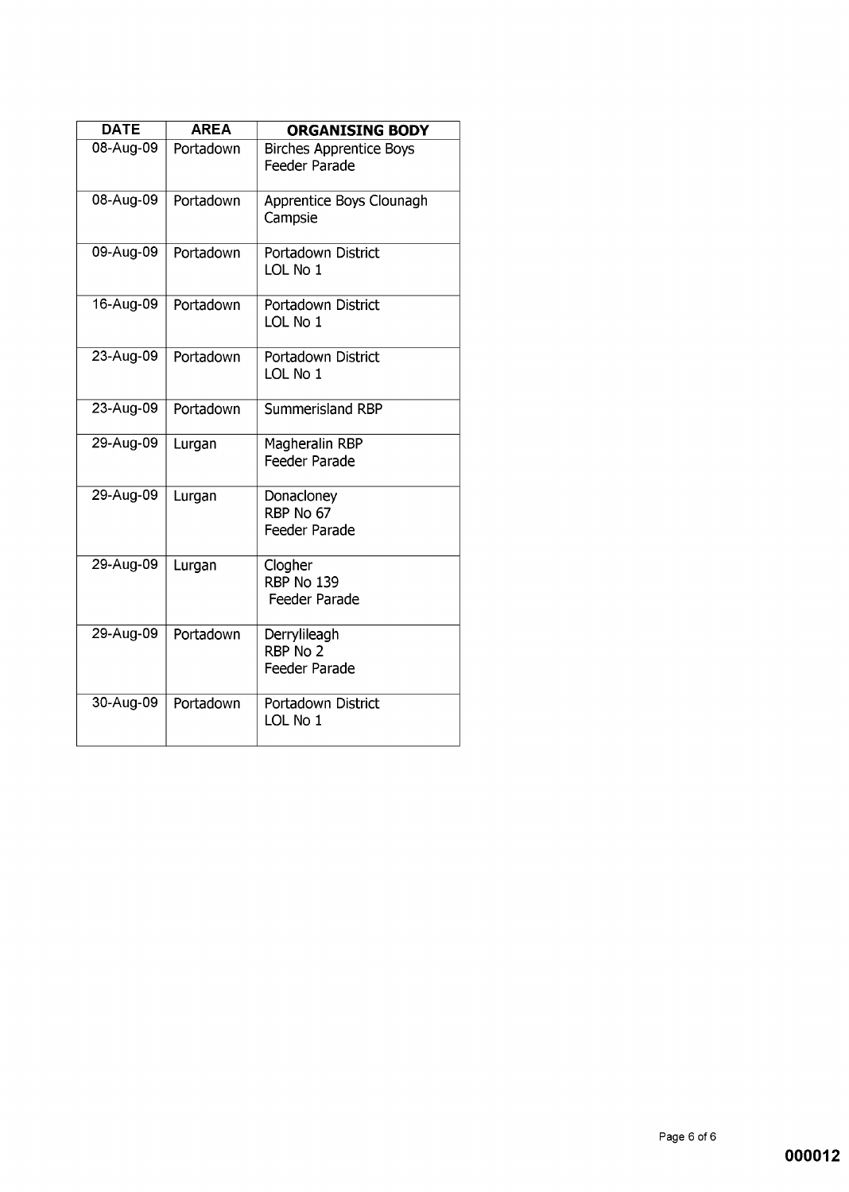| DATE | AREA | ORGANISING BODY |
| --- | --- | --- |
| 08-Aug-09 | Portadown | Birches Apprentice Boys Feeder Parade |
| 08-Aug-09 | Portadown | Apprentice Boys Clounagh Campsie |
| 09-Aug-09 | Portadown | Portadown District LOL No 1 |
| 16-Aug-09 | Portadown | Portadown District LOL No 1 |
| 23-Aug-09 | Portadown | Portadown District LOL No 1 |
| 23-Aug-09 | Portadown | Summerisland RBP |
| 29-Aug-09 | Lurgan | Magheralin RBP Feeder Parade |
| 29-Aug-09 | Lurgan | Donacloney RBP No 67 Feeder Parade |
| 29-Aug-09 | Lurgan | Clogher RBP No 139 Feeder Parade |
| 29-Aug-09 | Portadown | Derrylileagh RBP No 2 Feeder Parade |
| 30-Aug-09 | Portadown | Portadown District LOL No 1 |

000012